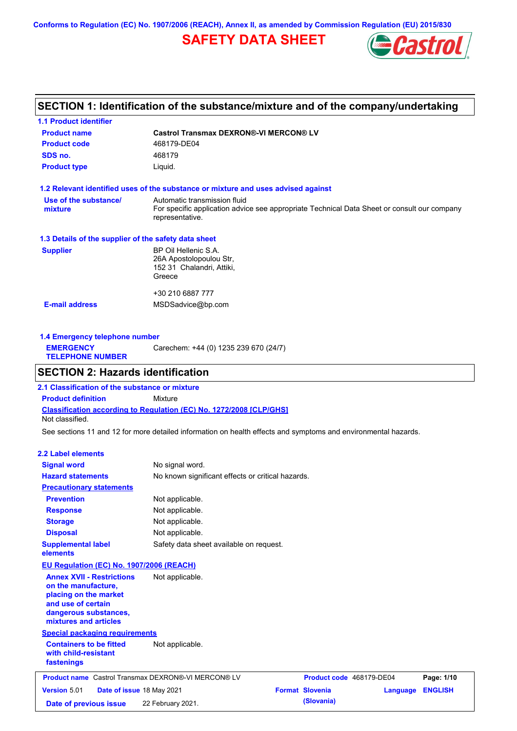Conforms to Regulation (EC) No. 1907/2006 (REACH), Annex II, as amended by Commission Regulation (EU) 2015/830

# SAFETY DATA SHEET

## SECTION 1: Identification of the substance/mixture and of the company/undertaking

### 1.1 Product identifier

| | |
|---|---|
| **Product name** | **Castrol Transmax DEXRON®-VI MERCON® LV** |
| **Product code** | 468179-DE04 |
| **SDS no.** | 468179 |
| **Product type** | Liquid. |

### 1.2 Relevant identified uses of the substance or mixture and uses advised against

| | |
|---|---|
| **Use of the substance/ mixture** | Automatic transmission fluid<br>For specific application advice see appropriate Technical Data Sheet or consult our company representative. |

### 1.3 Details of the supplier of the safety data sheet

| | |
|---|---|
| **Supplier** | BP Oil Hellenic S.A.<br>26A Apostolopoulou Str,<br>152 31 Chalandri, Attiki,<br>Greece<br><br>+30 210 6887 777 |
| **E-mail address** | MSDSadvice@bp.com |

### 1.4 Emergency telephone number

| | |
|---|---|
| **EMERGENCY TELEPHONE NUMBER** | Carechem: +44 (0) 1235 239 670 (24/7) |

## SECTION 2: Hazards identification

### 2.1 Classification of the substance or mixture

**Product definition** Mixture

**Classification according to Regulation (EC) No. 1272/2008 [CLP/GHS]**

Not classified.

See sections 11 and 12 for more detailed information on health effects and symptoms and environmental hazards.

### 2.2 Label elements

| | |
|---|---|
| **Signal word** | No signal word. |
| **Hazard statements** | No known significant effects or critical hazards. |
| **Precautionary statements** | |
| **Prevention** | Not applicable. |
| **Response** | Not applicable. |
| **Storage** | Not applicable. |
| **Disposal** | Not applicable. |
| **Supplemental label elements** | Safety data sheet available on request. |

**EU Regulation (EC) No. 1907/2006 (REACH)**

| | |
|---|---|
| **Annex XVII - Restrictions on the manufacture, placing on the market and use of certain dangerous substances, mixtures and articles** | Not applicable. |

**Special packaging requirements**

| | |
|---|---|
| **Containers to be fitted with child-resistant fastenings** | Not applicable. |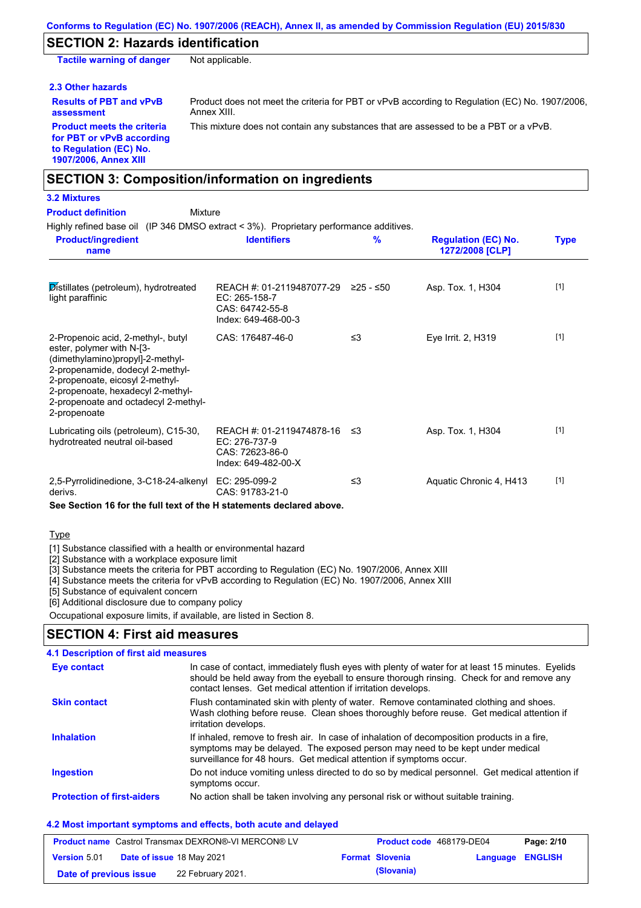Conforms to Regulation (EC) No. 1907/2006 (REACH), Annex II, as amended by Commission Regulation (EU) 2015/830

## SECTION 2: Hazards identification

**Tactile warning of danger** Not applicable.

### 2.3 Other hazards

**Results of PBT and vPvB assessment** Product does not meet the criteria for PBT or vPvB according to Regulation (EC) No. 1907/2006, Annex XIII.

**Product meets the criteria for PBT or vPvB according to Regulation (EC) No. 1907/2006, Annex XIII** This mixture does not contain any substances that are assessed to be a PBT or a vPvB.

## SECTION 3: Composition/information on ingredients

### 3.2 Mixtures

**Product definition** Mixture

Highly refined base oil (IP 346 DMSO extract < 3%). Proprietary performance additives.

| Product/ingredient name | Identifiers | % | Regulation (EC) No. 1272/2008 [CLP] | Type |
|---|---|---|---|---|
| Distillates (petroleum), hydrotreated light paraffinic | REACH #: 01-2119487077-29<br>EC: 265-158-7<br>CAS: 64742-55-8<br>Index: 649-468-00-3 | ≥25 - ≤50 | Asp. Tox. 1, H304 | [1] |
| 2-Propenoic acid, 2-methyl-, butyl ester, polymer with N-[3-(dimethylamino)propyl]-2-methyl-2-propenamide, dodecyl 2-methyl-2-propenoate, eicosyl 2-methyl-2-propenoate, hexadecyl 2-methyl-2-propenoate and octadecyl 2-methyl-2-propenoate | CAS: 176487-46-0 | ≤3 | Eye Irrit. 2, H319 | [1] |
| Lubricating oils (petroleum), C15-30, hydrotreated neutral oil-based | REACH #: 01-2119474878-16<br>EC: 276-737-9<br>CAS: 72623-86-0<br>Index: 649-482-00-X | ≤3 | Asp. Tox. 1, H304 | [1] |
| 2,5-Pyrrolidinedione, 3-C18-24-alkenyl derivs. | EC: 295-099-2<br>CAS: 91783-21-0 | ≤3 | Aquatic Chronic 4, H413 | [1] |

**See Section 16 for the full text of the H statements declared above.**

Type

[1] Substance classified with a health or environmental hazard
[2] Substance with a workplace exposure limit
[3] Substance meets the criteria for PBT according to Regulation (EC) No. 1907/2006, Annex XIII
[4] Substance meets the criteria for vPvB according to Regulation (EC) No. 1907/2006, Annex XIII
[5] Substance of equivalent concern
[6] Additional disclosure due to company policy

Occupational exposure limits, if available, are listed in Section 8.

## SECTION 4: First aid measures

### 4.1 Description of first aid measures

**Eye contact** In case of contact, immediately flush eyes with plenty of water for at least 15 minutes. Eyelids should be held away from the eyeball to ensure thorough rinsing. Check for and remove any contact lenses. Get medical attention if irritation develops.

**Skin contact** Flush contaminated skin with plenty of water. Remove contaminated clothing and shoes. Wash clothing before reuse. Clean shoes thoroughly before reuse. Get medical attention if irritation develops.

**Inhalation** If inhaled, remove to fresh air. In case of inhalation of decomposition products in a fire, symptoms may be delayed. The exposed person may need to be kept under medical surveillance for 48 hours. Get medical attention if symptoms occur.

**Ingestion** Do not induce vomiting unless directed to do so by medical personnel. Get medical attention if symptoms occur.

**Protection of first-aiders** No action shall be taken involving any personal risk or without suitable training.

### 4.2 Most important symptoms and effects, both acute and delayed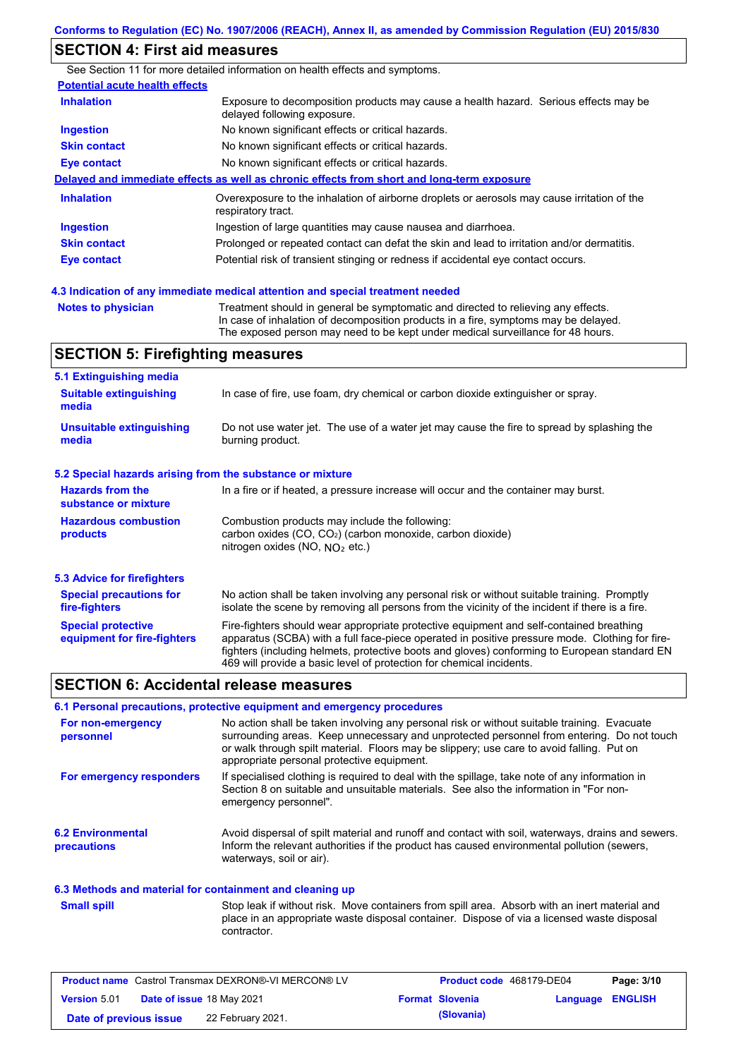## SECTION 4: First aid measures

See Section 11 for more detailed information on health effects and symptoms.

**Potential acute health effects**

| | |
|---|---|
| **Inhalation** | Exposure to decomposition products may cause a health hazard. Serious effects may be delayed following exposure. |
| **Ingestion** | No known significant effects or critical hazards. |
| **Skin contact** | No known significant effects or critical hazards. |
| **Eye contact** | No known significant effects or critical hazards. |

**Delayed and immediate effects as well as chronic effects from short and long-term exposure**

| | |
|---|---|
| **Inhalation** | Overexposure to the inhalation of airborne droplets or aerosols may cause irritation of the respiratory tract. |
| **Ingestion** | Ingestion of large quantities may cause nausea and diarrhoea. |
| **Skin contact** | Prolonged or repeated contact can defat the skin and lead to irritation and/or dermatitis. |
| **Eye contact** | Potential risk of transient stinging or redness if accidental eye contact occurs. |

### 4.3 Indication of any immediate medical attention and special treatment needed

| | |
|---|---|
| **Notes to physician** | Treatment should in general be symptomatic and directed to relieving any effects. In case of inhalation of decomposition products in a fire, symptoms may be delayed. The exposed person may need to be kept under medical surveillance for 48 hours. |

## SECTION 5: Firefighting measures

### 5.1 Extinguishing media

| | |
|---|---|
| **Suitable extinguishing media** | In case of fire, use foam, dry chemical or carbon dioxide extinguisher or spray. |
| **Unsuitable extinguishing media** | Do not use water jet. The use of a water jet may cause the fire to spread by splashing the burning product. |

### 5.2 Special hazards arising from the substance or mixture

| | |
|---|---|
| **Hazards from the substance or mixture** | In a fire or if heated, a pressure increase will occur and the container may burst. |
| **Hazardous combustion products** | Combustion products may include the following: carbon oxides (CO, $CO_2$) (carbon monoxide, carbon dioxide) nitrogen oxides (NO, $NO_2$ etc.) |

### 5.3 Advice for firefighters

| | |
|---|---|
| **Special precautions for fire-fighters** | No action shall be taken involving any personal risk or without suitable training. Promptly isolate the scene by removing all persons from the vicinity of the incident if there is a fire. |
| **Special protective equipment for fire-fighters** | Fire-fighters should wear appropriate protective equipment and self-contained breathing apparatus (SCBA) with a full face-piece operated in positive pressure mode. Clothing for fire-fighters (including helmets, protective boots and gloves) conforming to European standard EN 469 will provide a basic level of protection for chemical incidents. |

## SECTION 6: Accidental release measures

### 6.1 Personal precautions, protective equipment and emergency procedures

| | |
|---|---|
| **For non-emergency personnel** | No action shall be taken involving any personal risk or without suitable training. Evacuate surrounding areas. Keep unnecessary and unprotected personnel from entering. Do not touch or walk through spilt material. Floors may be slippery; use care to avoid falling. Put on appropriate personal protective equipment. |
| **For emergency responders** | If specialised clothing is required to deal with the spillage, take note of any information in Section 8 on suitable and unsuitable materials. See also the information in "For non-emergency personnel". |

| | |
|---|---|
| **6.2 Environmental precautions** | Avoid dispersal of spilt material and runoff and contact with soil, waterways, drains and sewers. Inform the relevant authorities if the product has caused environmental pollution (sewers, waterways, soil or air). |

### 6.3 Methods and material for containment and cleaning up

| | |
|---|---|
| **Small spill** | Stop leak if without risk. Move containers from spill area. Absorb with an inert material and place in an appropriate waste disposal container. Dispose of via a licensed waste disposal contractor. |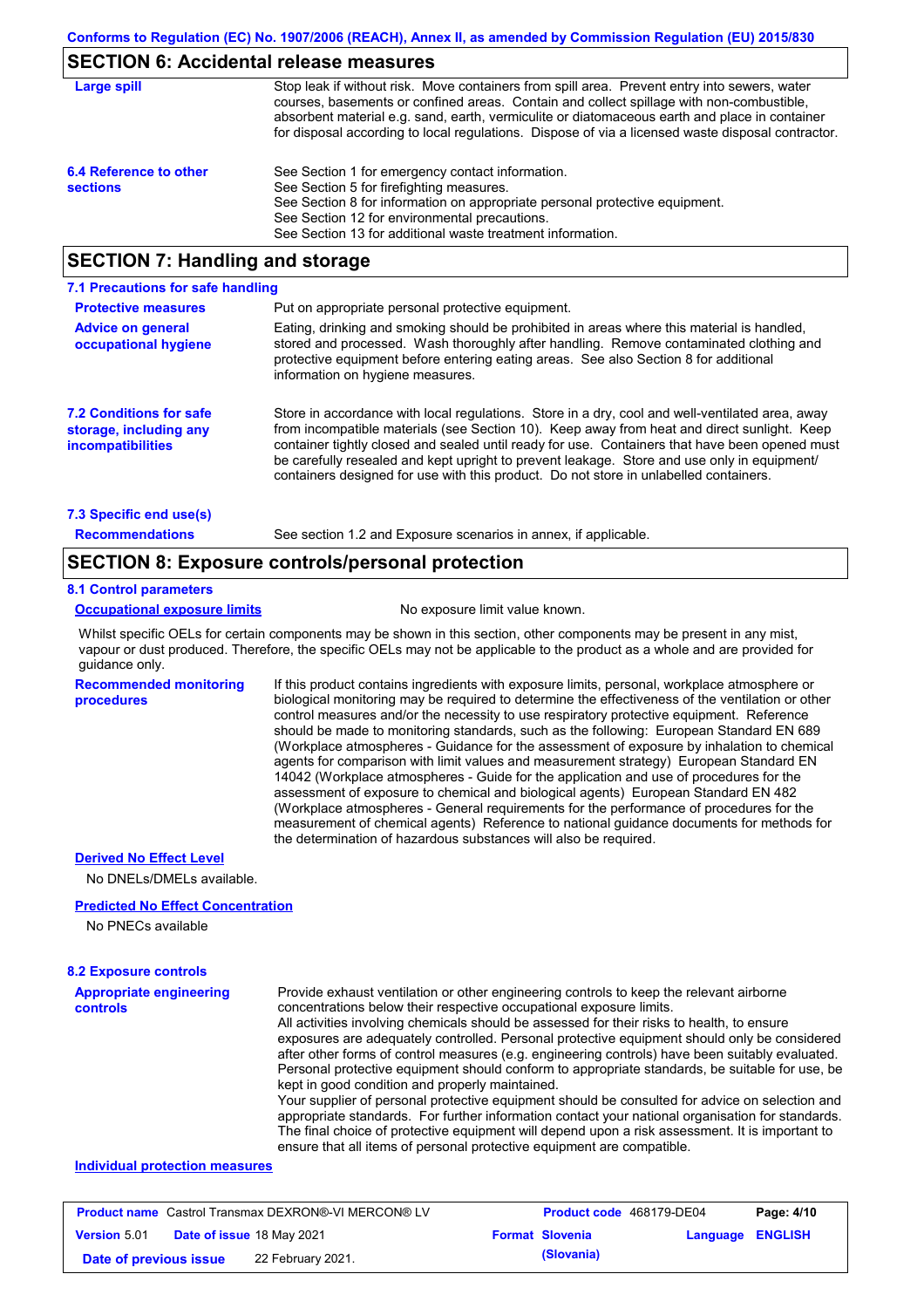## SECTION 6: Accidental release measures

**Large spill**

Stop leak if without risk. Move containers from spill area. Prevent entry into sewers, water courses, basements or confined areas. Contain and collect spillage with non-combustible, absorbent material e.g. sand, earth, vermiculite or diatomaceous earth and place in container for disposal according to local regulations. Dispose of via a licensed waste disposal contractor.

**6.4 Reference to other sections**

See Section 1 for emergency contact information.
See Section 5 for firefighting measures.
See Section 8 for information on appropriate personal protective equipment.
See Section 12 for environmental precautions.
See Section 13 for additional waste treatment information.

## SECTION 7: Handling and storage

### 7.1 Precautions for safe handling

**Protective measures**

Put on appropriate personal protective equipment.

**Advice on general occupational hygiene**

Eating, drinking and smoking should be prohibited in areas where this material is handled, stored and processed. Wash thoroughly after handling. Remove contaminated clothing and protective equipment before entering eating areas. See also Section 8 for additional information on hygiene measures.

### 7.2 Conditions for safe storage, including any incompatibilities

Store in accordance with local regulations. Store in a dry, cool and well-ventilated area, away from incompatible materials (see Section 10). Keep away from heat and direct sunlight. Keep container tightly closed and sealed until ready for use. Containers that have been opened must be carefully resealed and kept upright to prevent leakage. Store and use only in equipment/ containers designed for use with this product. Do not store in unlabelled containers.

### 7.3 Specific end use(s)

**Recommendations**

See section 1.2 and Exposure scenarios in annex, if applicable.

## SECTION 8: Exposure controls/personal protection

### 8.1 Control parameters

**Occupational exposure limits**

No exposure limit value known.

Whilst specific OELs for certain components may be shown in this section, other components may be present in any mist, vapour or dust produced. Therefore, the specific OELs may not be applicable to the product as a whole and are provided for guidance only.

**Recommended monitoring procedures**

If this product contains ingredients with exposure limits, personal, workplace atmosphere or biological monitoring may be required to determine the effectiveness of the ventilation or other control measures and/or the necessity to use respiratory protective equipment. Reference should be made to monitoring standards, such as the following: European Standard EN 689 (Workplace atmospheres - Guidance for the assessment of exposure by inhalation to chemical agents for comparison with limit values and measurement strategy) European Standard EN 14042 (Workplace atmospheres - Guide for the application and use of procedures for the assessment of exposure to chemical and biological agents) European Standard EN 482 (Workplace atmospheres - General requirements for the performance of procedures for the measurement of chemical agents) Reference to national guidance documents for methods for the determination of hazardous substances will also be required.

**Derived No Effect Level**

No DNELs/DMELs available.

**Predicted No Effect Concentration**

No PNECs available

### 8.2 Exposure controls

**Appropriate engineering controls**

Provide exhaust ventilation or other engineering controls to keep the relevant airborne concentrations below their respective occupational exposure limits.
All activities involving chemicals should be assessed for their risks to health, to ensure exposures are adequately controlled. Personal protective equipment should only be considered after other forms of control measures (e.g. engineering controls) have been suitably evaluated. Personal protective equipment should conform to appropriate standards, be suitable for use, be kept in good condition and properly maintained.
Your supplier of personal protective equipment should be consulted for advice on selection and appropriate standards. For further information contact your national organisation for standards. The final choice of protective equipment will depend upon a risk assessment. It is important to ensure that all items of personal protective equipment are compatible.

**Individual protection measures**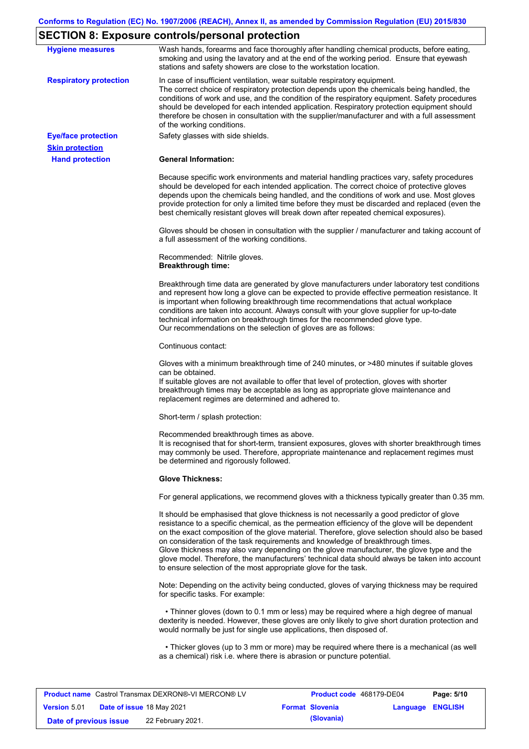## SECTION 8: Exposure controls/personal protection

**Hygiene measures**

Wash hands, forearms and face thoroughly after handling chemical products, before eating, smoking and using the lavatory and at the end of the working period. Ensure that eyewash stations and safety showers are close to the workstation location.

**Respiratory protection**

In case of insufficient ventilation, wear suitable respiratory equipment.
The correct choice of respiratory protection depends upon the chemicals being handled, the conditions of work and use, and the condition of the respiratory equipment. Safety procedures should be developed for each intended application. Respiratory protection equipment should therefore be chosen in consultation with the supplier/manufacturer and with a full assessment of the working conditions.

**Eye/face protection**

Safety glasses with side shields.

**Skin protection**

**Hand protection**

**General Information:**

Because specific work environments and material handling practices vary, safety procedures should be developed for each intended application. The correct choice of protective gloves depends upon the chemicals being handled, and the conditions of work and use. Most gloves provide protection for only a limited time before they must be discarded and replaced (even the best chemically resistant gloves will break down after repeated chemical exposures).

Gloves should be chosen in consultation with the supplier / manufacturer and taking account of a full assessment of the working conditions.

Recommended: Nitrile gloves.
**Breakthrough time:**

Breakthrough time data are generated by glove manufacturers under laboratory test conditions and represent how long a glove can be expected to provide effective permeation resistance. It is important when following breakthrough time recommendations that actual workplace conditions are taken into account. Always consult with your glove supplier for up-to-date technical information on breakthrough times for the recommended glove type.
Our recommendations on the selection of gloves are as follows:

Continuous contact:

Gloves with a minimum breakthrough time of 240 minutes, or >480 minutes if suitable gloves can be obtained.
If suitable gloves are not available to offer that level of protection, gloves with shorter breakthrough times may be acceptable as long as appropriate glove maintenance and replacement regimes are determined and adhered to.

Short-term / splash protection:

Recommended breakthrough times as above.
It is recognised that for short-term, transient exposures, gloves with shorter breakthrough times may commonly be used. Therefore, appropriate maintenance and replacement regimes must be determined and rigorously followed.

**Glove Thickness:**

For general applications, we recommend gloves with a thickness typically greater than 0.35 mm.

It should be emphasised that glove thickness is not necessarily a good predictor of glove resistance to a specific chemical, as the permeation efficiency of the glove will be dependent on the exact composition of the glove material. Therefore, glove selection should also be based on consideration of the task requirements and knowledge of breakthrough times.
Glove thickness may also vary depending on the glove manufacturer, the glove type and the glove model. Therefore, the manufacturers' technical data should always be taken into account to ensure selection of the most appropriate glove for the task.

Note: Depending on the activity being conducted, gloves of varying thickness may be required for specific tasks. For example:

- Thinner gloves (down to 0.1 mm or less) may be required where a high degree of manual dexterity is needed. However, these gloves are only likely to give short duration protection and would normally be just for single use applications, then disposed of.

- Thicker gloves (up to 3 mm or more) may be required where there is a mechanical (as well as a chemical) risk i.e. where there is abrasion or puncture potential.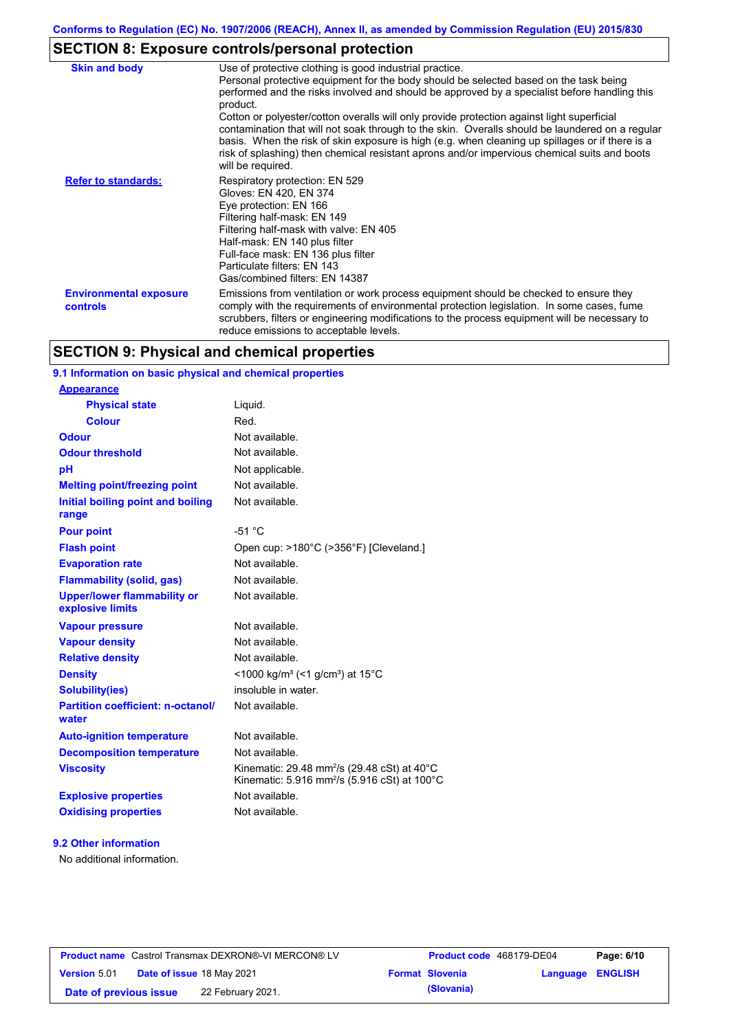## SECTION 8: Exposure controls/personal protection

| | |
|---|---|
| **Skin and body** | Use of protective clothing is good industrial practice.<br>Personal protective equipment for the body should be selected based on the task being performed and the risks involved and should be approved by a specialist before handling this product.<br>Cotton or polyester/cotton overalls will only provide protection against light superficial contamination that will not soak through to the skin. Overalls should be laundered on a regular basis. When the risk of skin exposure is high (e.g. when cleaning up spillages or if there is a risk of splashing) then chemical resistant aprons and/or impervious chemical suits and boots will be required. |
| **Refer to standards:** | Respiratory protection: EN 529<br>Gloves: EN 420, EN 374<br>Eye protection: EN 166<br>Filtering half-mask: EN 149<br>Filtering half-mask with valve: EN 405<br>Half-mask: EN 140 plus filter<br>Full-face mask: EN 136 plus filter<br>Particulate filters: EN 143<br>Gas/combined filters: EN 14387 |
| **Environmental exposure controls** | Emissions from ventilation or work process equipment should be checked to ensure they comply with the requirements of environmental protection legislation. In some cases, fume scrubbers, filters or engineering modifications to the process equipment will be necessary to reduce emissions to acceptable levels. |

## SECTION 9: Physical and chemical properties

### 9.1 Information on basic physical and chemical properties

| | |
|---|---|
| **Appearance** | |
| **Physical state** | Liquid. |
| **Colour** | Red. |
| **Odour** | Not available. |
| **Odour threshold** | Not available. |
| **pH** | Not applicable. |
| **Melting point/freezing point** | Not available. |
| **Initial boiling point and boiling range** | Not available. |
| **Pour point** | -51 °C |
| **Flash point** | Open cup: >180°C (>356°F) [Cleveland.] |
| **Evaporation rate** | Not available. |
| **Flammability (solid, gas)** | Not available. |
| **Upper/lower flammability or explosive limits** | Not available. |
| **Vapour pressure** | Not available. |
| **Vapour density** | Not available. |
| **Relative density** | Not available. |
| **Density** | <1000 kg/m³ (<1 g/cm³) at 15°C |
| **Solubility(ies)** | insoluble in water. |
| **Partition coefficient: n-octanol/water** | Not available. |
| **Auto-ignition temperature** | Not available. |
| **Decomposition temperature** | Not available. |
| **Viscosity** | Kinematic: 29.48 mm²/s (29.48 cSt) at 40°C<br>Kinematic: 5.916 mm²/s (5.916 cSt) at 100°C |
| **Explosive properties** | Not available. |
| **Oxidising properties** | Not available. |

### 9.2 Other information

No additional information.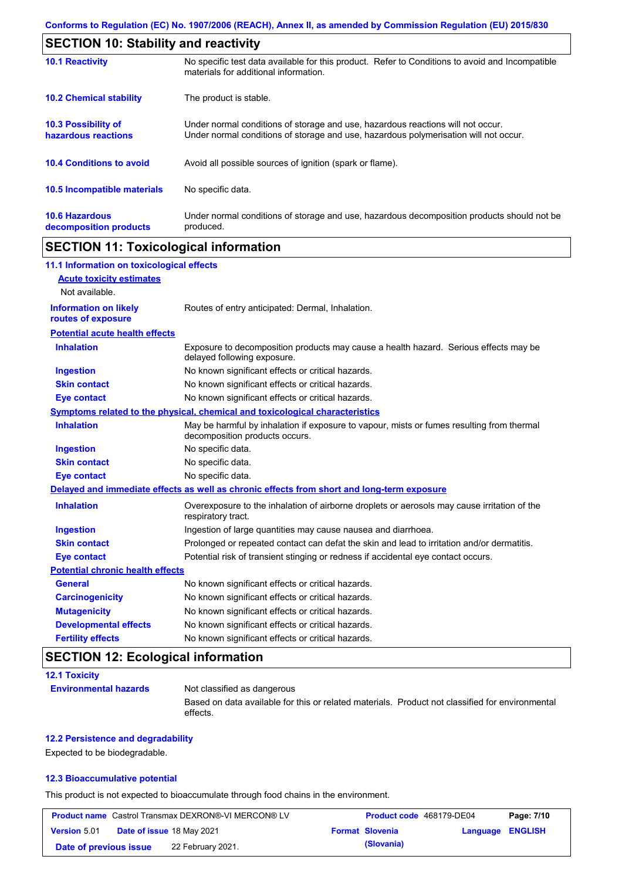## SECTION 10: Stability and reactivity

| | |
|---|---|
| **10.1 Reactivity** | No specific test data available for this product. Refer to Conditions to avoid and Incompatible materials for additional information. |
| **10.2 Chemical stability** | The product is stable. |
| **10.3 Possibility of hazardous reactions** | Under normal conditions of storage and use, hazardous reactions will not occur. Under normal conditions of storage and use, hazardous polymerisation will not occur. |
| **10.4 Conditions to avoid** | Avoid all possible sources of ignition (spark or flame). |
| **10.5 Incompatible materials** | No specific data. |
| **10.6 Hazardous decomposition products** | Under normal conditions of storage and use, hazardous decomposition products should not be produced. |

## SECTION 11: Toxicological information

### 11.1 Information on toxicological effects

**Acute toxicity estimates**

Not available.

| | |
|---|---|
| **Information on likely routes of exposure** | Routes of entry anticipated: Dermal, Inhalation. |

**Potential acute health effects**

| | |
|---|---|
| **Inhalation** | Exposure to decomposition products may cause a health hazard. Serious effects may be delayed following exposure. |
| **Ingestion** | No known significant effects or critical hazards. |
| **Skin contact** | No known significant effects or critical hazards. |
| **Eye contact** | No known significant effects or critical hazards. |

**Symptoms related to the physical, chemical and toxicological characteristics**

| | |
|---|---|
| **Inhalation** | May be harmful by inhalation if exposure to vapour, mists or fumes resulting from thermal decomposition products occurs. |
| **Ingestion** | No specific data. |
| **Skin contact** | No specific data. |
| **Eye contact** | No specific data. |

**Delayed and immediate effects as well as chronic effects from short and long-term exposure**

| | |
|---|---|
| **Inhalation** | Overexposure to the inhalation of airborne droplets or aerosols may cause irritation of the respiratory tract. |
| **Ingestion** | Ingestion of large quantities may cause nausea and diarrhoea. |
| **Skin contact** | Prolonged or repeated contact can defat the skin and lead to irritation and/or dermatitis. |
| **Eye contact** | Potential risk of transient stinging or redness if accidental eye contact occurs. |

**Potential chronic health effects**

| | |
|---|---|
| **General** | No known significant effects or critical hazards. |
| **Carcinogenicity** | No known significant effects or critical hazards. |
| **Mutagenicity** | No known significant effects or critical hazards. |
| **Developmental effects** | No known significant effects or critical hazards. |
| **Fertility effects** | No known significant effects or critical hazards. |

## SECTION 12: Ecological information

### 12.1 Toxicity

| | |
|---|---|
| **Environmental hazards** | Not classified as dangerous<br>Based on data available for this or related materials. Product not classified for environmental effects. |

### 12.2 Persistence and degradability

Expected to be biodegradable.

### 12.3 Bioaccumulative potential

This product is not expected to bioaccumulate through food chains in the environment.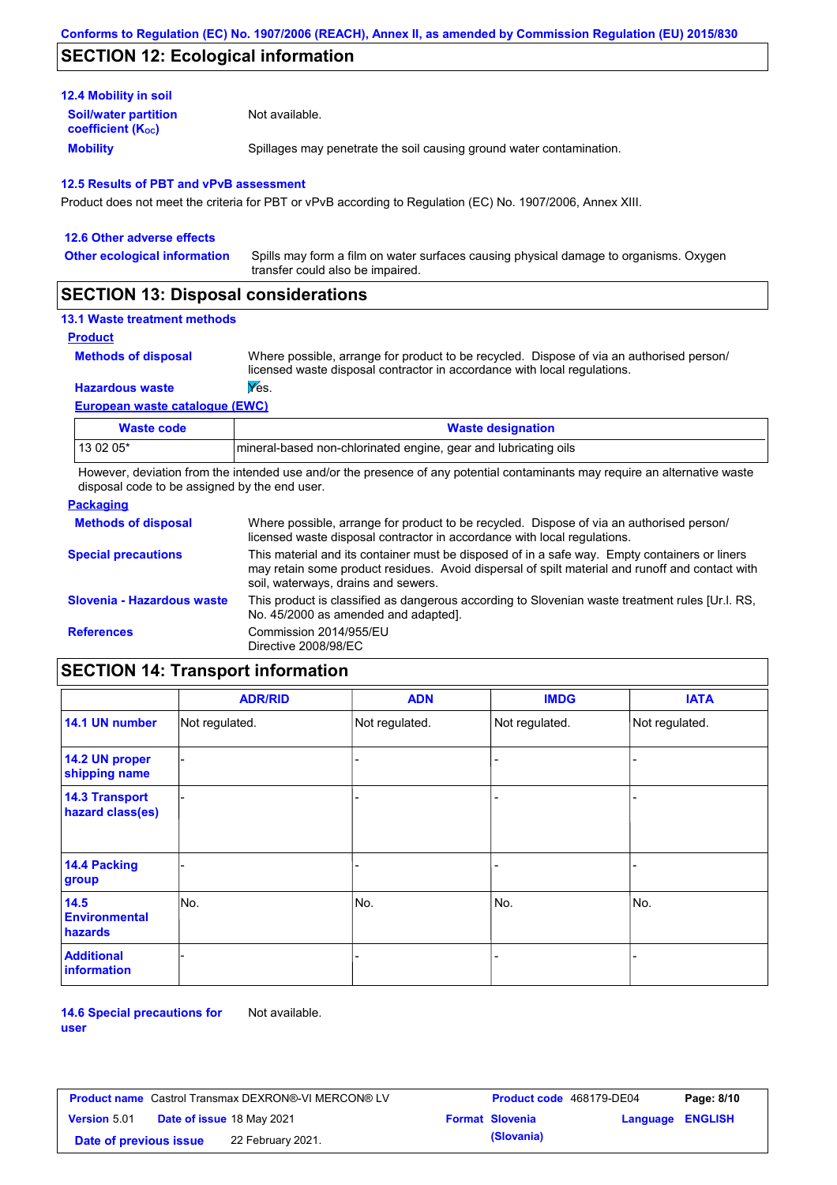## SECTION 12: Ecological information

### 12.4 Mobility in soil

**Soil/water partition coefficient ($K_{OC}$)**: Not available.

**Mobility**: Spillages may penetrate the soil causing ground water contamination.

### 12.5 Results of PBT and vPvB assessment

Product does not meet the criteria for PBT or vPvB according to Regulation (EC) No. 1907/2006, Annex XIII.

### 12.6 Other adverse effects

**Other ecological information**: Spills may form a film on water surfaces causing physical damage to organisms. Oxygen transfer could also be impaired.

## SECTION 13: Disposal considerations

### 13.1 Waste treatment methods

**Product**

**Methods of disposal**: Where possible, arrange for product to be recycled. Dispose of via an authorised person/ licensed waste disposal contractor in accordance with local regulations.

**Hazardous waste**: Yes.

**European waste catalogue (EWC)**

| Waste code | Waste designation |
|---|---|
| 13 02 05* | mineral-based non-chlorinated engine, gear and lubricating oils |

However, deviation from the intended use and/or the presence of any potential contaminants may require an alternative waste disposal code to be assigned by the end user.

**Packaging**

**Methods of disposal**: Where possible, arrange for product to be recycled. Dispose of via an authorised person/ licensed waste disposal contractor in accordance with local regulations.

**Special precautions**: This material and its container must be disposed of in a safe way. Empty containers or liners may retain some product residues. Avoid dispersal of spilt material and runoff and contact with soil, waterways, drains and sewers.

**Slovenia - Hazardous waste**: This product is classified as dangerous according to Slovenian waste treatment rules [Ur.l. RS, No. 45/2000 as amended and adapted].

**References**: Commission 2014/955/EU
Directive 2008/98/EC

## SECTION 14: Transport information

| | ADR/RID | ADN | IMDG | IATA |
|---|---|---|---|---|
| 14.1 UN number | Not regulated. | Not regulated. | Not regulated. | Not regulated. |
| 14.2 UN proper shipping name | - | - | - | - |
| 14.3 Transport hazard class(es) | - | - | - | - |
| 14.4 Packing group | - | - | - | - |
| 14.5 Environmental hazards | No. | No. | No. | No. |
| Additional information | - | - | - | - |

**14.6 Special precautions for user**: Not available.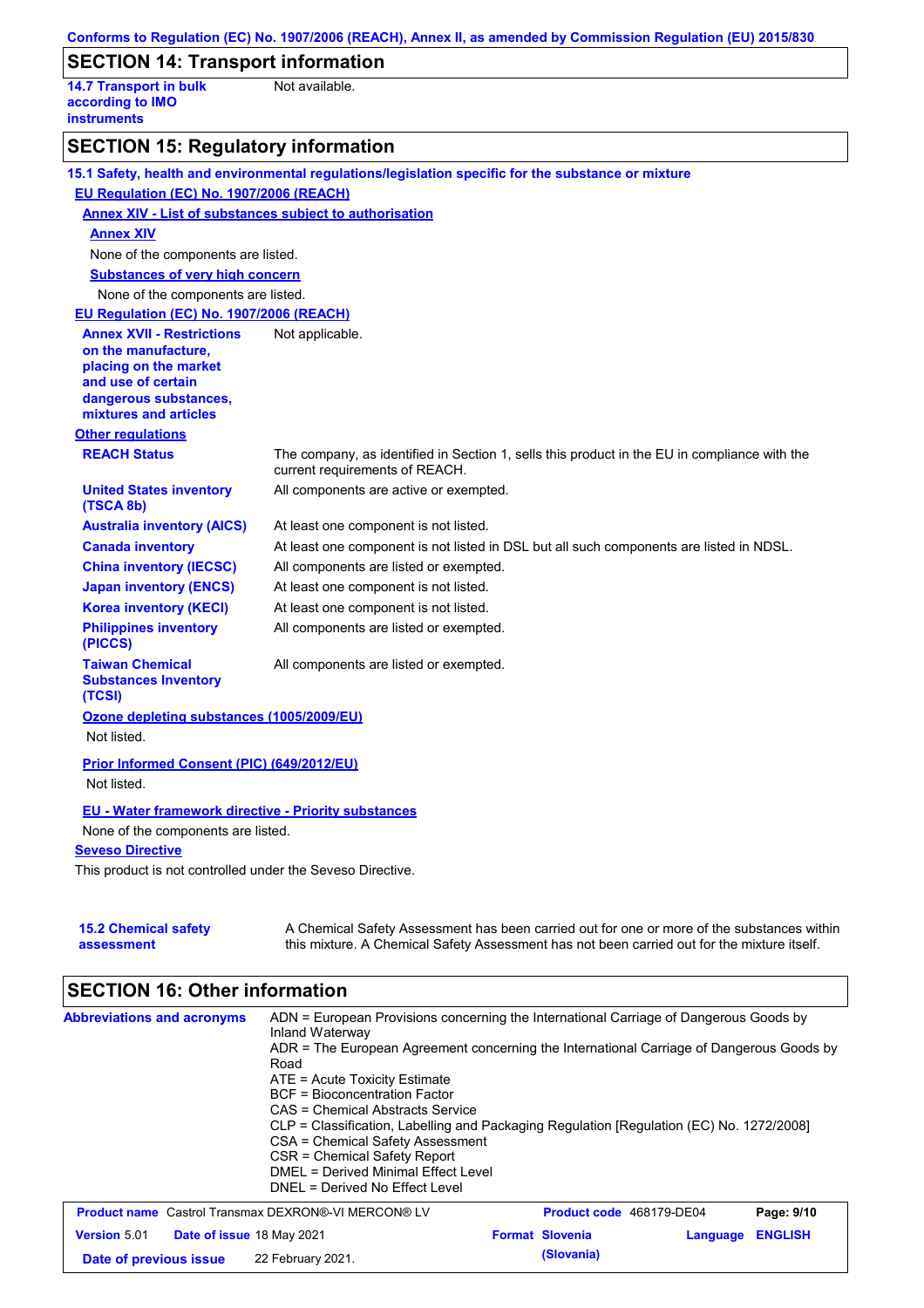## SECTION 14: Transport information

**14.7 Transport in bulk according to IMO instruments** Not available.

## SECTION 15: Regulatory information

**15.1 Safety, health and environmental regulations/legislation specific for the substance or mixture**

**EU Regulation (EC) No. 1907/2006 (REACH)**

**Annex XIV - List of substances subject to authorisation**

**Annex XIV**

None of the components are listed.

**Substances of very high concern**

None of the components are listed.

**EU Regulation (EC) No. 1907/2006 (REACH)**

| | |
|---|---|
| **Annex XVII - Restrictions on the manufacture, placing on the market and use of certain dangerous substances, mixtures and articles** | Not applicable. |

**Other regulations**

| | |
|---|---|
| **REACH Status** | The company, as identified in Section 1, sells this product in the EU in compliance with the current requirements of REACH. |
| **United States inventory (TSCA 8b)** | All components are active or exempted. |
| **Australia inventory (AICS)** | At least one component is not listed. |
| **Canada inventory** | At least one component is not listed in DSL but all such components are listed in NDSL. |
| **China inventory (IECSC)** | All components are listed or exempted. |
| **Japan inventory (ENCS)** | At least one component is not listed. |
| **Korea inventory (KECI)** | At least one component is not listed. |
| **Philippines inventory (PICCS)** | All components are listed or exempted. |
| **Taiwan Chemical Substances Inventory (TCSI)** | All components are listed or exempted. |

**Ozone depleting substances (1005/2009/EU)**

Not listed.

**Prior Informed Consent (PIC) (649/2012/EU)**

Not listed.

**EU - Water framework directive - Priority substances**

None of the components are listed.

**Seveso Directive**

This product is not controlled under the Seveso Directive.

**15.2 Chemical safety assessment** A Chemical Safety Assessment has been carried out for one or more of the substances within this mixture. A Chemical Safety Assessment has not been carried out for the mixture itself.

## SECTION 16: Other information

**Abbreviations and acronyms**

ADN = European Provisions concerning the International Carriage of Dangerous Goods by Inland Waterway
ADR = The European Agreement concerning the International Carriage of Dangerous Goods by Road
ATE = Acute Toxicity Estimate
BCF = Bioconcentration Factor
CAS = Chemical Abstracts Service
CLP = Classification, Labelling and Packaging Regulation [Regulation (EC) No. 1272/2008]
CSA = Chemical Safety Assessment
CSR = Chemical Safety Report
DMEL = Derived Minimal Effect Level
DNEL = Derived No Effect Level

| | | | |
|---|---|---|---|
| **Product name** Castrol Transmax DEXRON®-VI MERCON® LV | | **Product code** 468179-DE04 | **Page: 9/10** |
| **Version** 5.01 | **Date of issue** 18 May 2021 | **Format Slovenia (Slovania)** | **Language ENGLISH** |
| **Date of previous issue** | 22 February 2021. | | |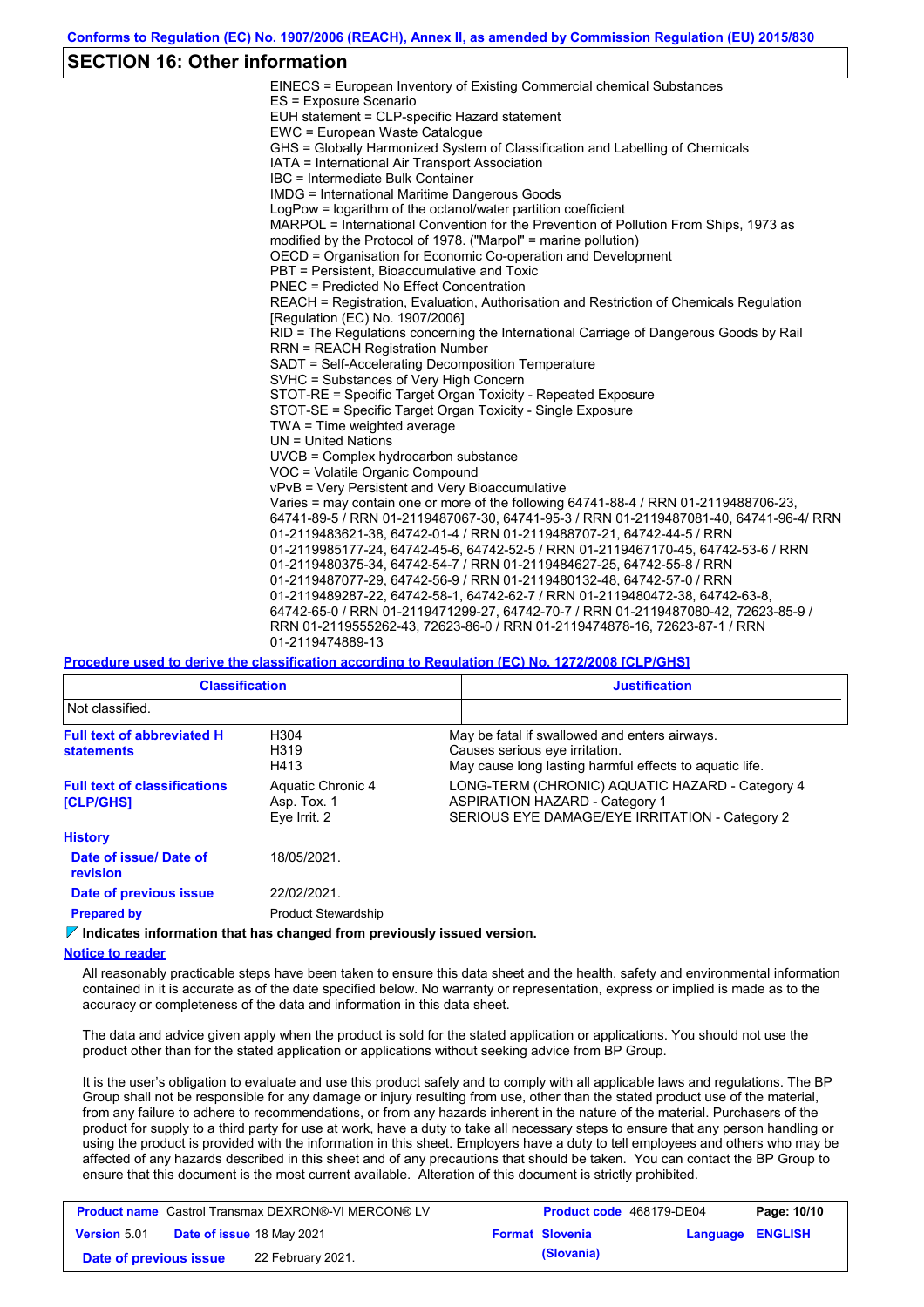## SECTION 16: Other information

EINECS = European Inventory of Existing Commercial chemical Substances
ES = Exposure Scenario
EUH statement = CLP-specific Hazard statement
EWC = European Waste Catalogue
GHS = Globally Harmonized System of Classification and Labelling of Chemicals
IATA = International Air Transport Association
IBC = Intermediate Bulk Container
IMDG = International Maritime Dangerous Goods
LogPow = logarithm of the octanol/water partition coefficient
MARPOL = International Convention for the Prevention of Pollution From Ships, 1973 as modified by the Protocol of 1978. ("Marpol" = marine pollution)
OECD = Organisation for Economic Co-operation and Development
PBT = Persistent, Bioaccumulative and Toxic
PNEC = Predicted No Effect Concentration
REACH = Registration, Evaluation, Authorisation and Restriction of Chemicals Regulation [Regulation (EC) No. 1907/2006]
RID = The Regulations concerning the International Carriage of Dangerous Goods by Rail
RRN = REACH Registration Number
SADT = Self-Accelerating Decomposition Temperature
SVHC = Substances of Very High Concern
STOT-RE = Specific Target Organ Toxicity - Repeated Exposure
STOT-SE = Specific Target Organ Toxicity - Single Exposure
TWA = Time weighted average
UN = United Nations
UVCB = Complex hydrocarbon substance
VOC = Volatile Organic Compound
vPvB = Very Persistent and Very Bioaccumulative
Varies = may contain one or more of the following 64741-88-4 / RRN 01-2119488706-23, 64741-89-5 / RRN 01-2119487067-30, 64741-95-3 / RRN 01-2119487081-40, 64741-96-4/ RRN 01-2119483621-38, 64742-01-4 / RRN 01-2119488707-21, 64742-44-5 / RRN 01-2119985177-24, 64742-45-6, 64742-52-5 / RRN 01-2119467170-45, 64742-53-6 / RRN 01-2119480375-34, 64742-54-7 / RRN 01-2119484627-25, 64742-55-8 / RRN 01-2119487077-29, 64742-56-9 / RRN 01-2119480132-48, 64742-57-0 / RRN 01-2119489287-22, 64742-58-1, 64742-62-7 / RRN 01-2119480472-38, 64742-63-8, 64742-65-0 / RRN 01-2119471299-27, 64742-70-7 / RRN 01-2119487080-42, 72623-85-9 / RRN 01-2119555262-43, 72623-86-0 / RRN 01-2119474878-16, 72623-87-1 / RRN 01-2119474889-13

**Procedure used to derive the classification according to Regulation (EC) No. 1272/2008 [CLP/GHS]**

| Classification | Justification |
|---|---|
| Not classified. | |

**Full text of abbreviated H statements**

| | |
|---|---|
| H304 | May be fatal if swallowed and enters airways. |
| H319 | Causes serious eye irritation. |
| H413 | May cause long lasting harmful effects to aquatic life. |

**Full text of classifications [CLP/GHS]**

| | |
|---|---|
| Aquatic Chronic 4 | LONG-TERM (CHRONIC) AQUATIC HAZARD - Category 4 |
| Asp. Tox. 1 | ASPIRATION HAZARD - Category 1 |
| Eye Irrit. 2 | SERIOUS EYE DAMAGE/EYE IRRITATION - Category 2 |

**History**

**Date of issue/ Date of revision** 18/05/2021.

**Date of previous issue** 22/02/2021.

**Prepared by** Product Stewardship

**Indicates information that has changed from previously issued version.**

**Notice to reader**

All reasonably practicable steps have been taken to ensure this data sheet and the health, safety and environmental information contained in it is accurate as of the date specified below. No warranty or representation, express or implied is made as to the accuracy or completeness of the data and information in this data sheet.

The data and advice given apply when the product is sold for the stated application or applications. You should not use the product other than for the stated application or applications without seeking advice from BP Group.

It is the user's obligation to evaluate and use this product safely and to comply with all applicable laws and regulations. The BP Group shall not be responsible for any damage or injury resulting from use, other than the stated product use of the material, from any failure to adhere to recommendations, or from any hazards inherent in the nature of the material. Purchasers of the product for supply to a third party for use at work, have a duty to take all necessary steps to ensure that any person handling or using the product is provided with the information in this sheet. Employers have a duty to tell employees and others who may be affected of any hazards described in this sheet and of any precautions that should be taken. You can contact the BP Group to ensure that this document is the most current available. Alteration of this document is strictly prohibited.